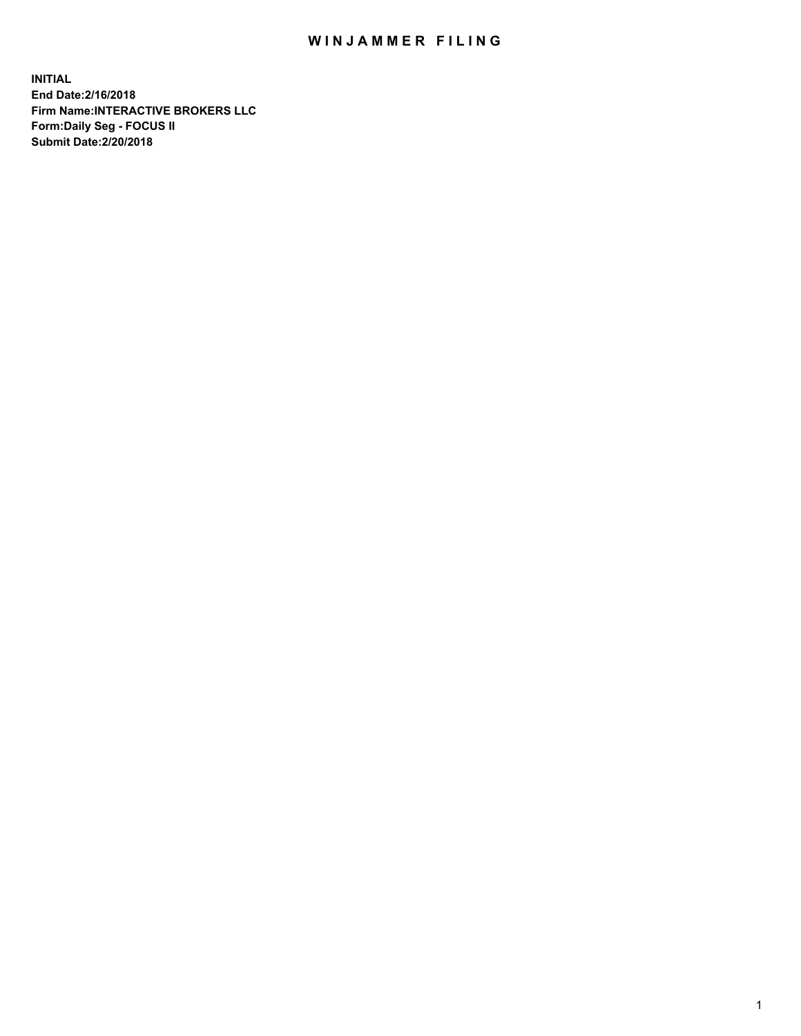# WINJAMMER FILING

**INITIAL**
**End Date:2/16/2018**
**Firm Name:INTERACTIVE BROKERS LLC**
**Form:Daily Seg - FOCUS II**
**Submit Date:2/20/2018**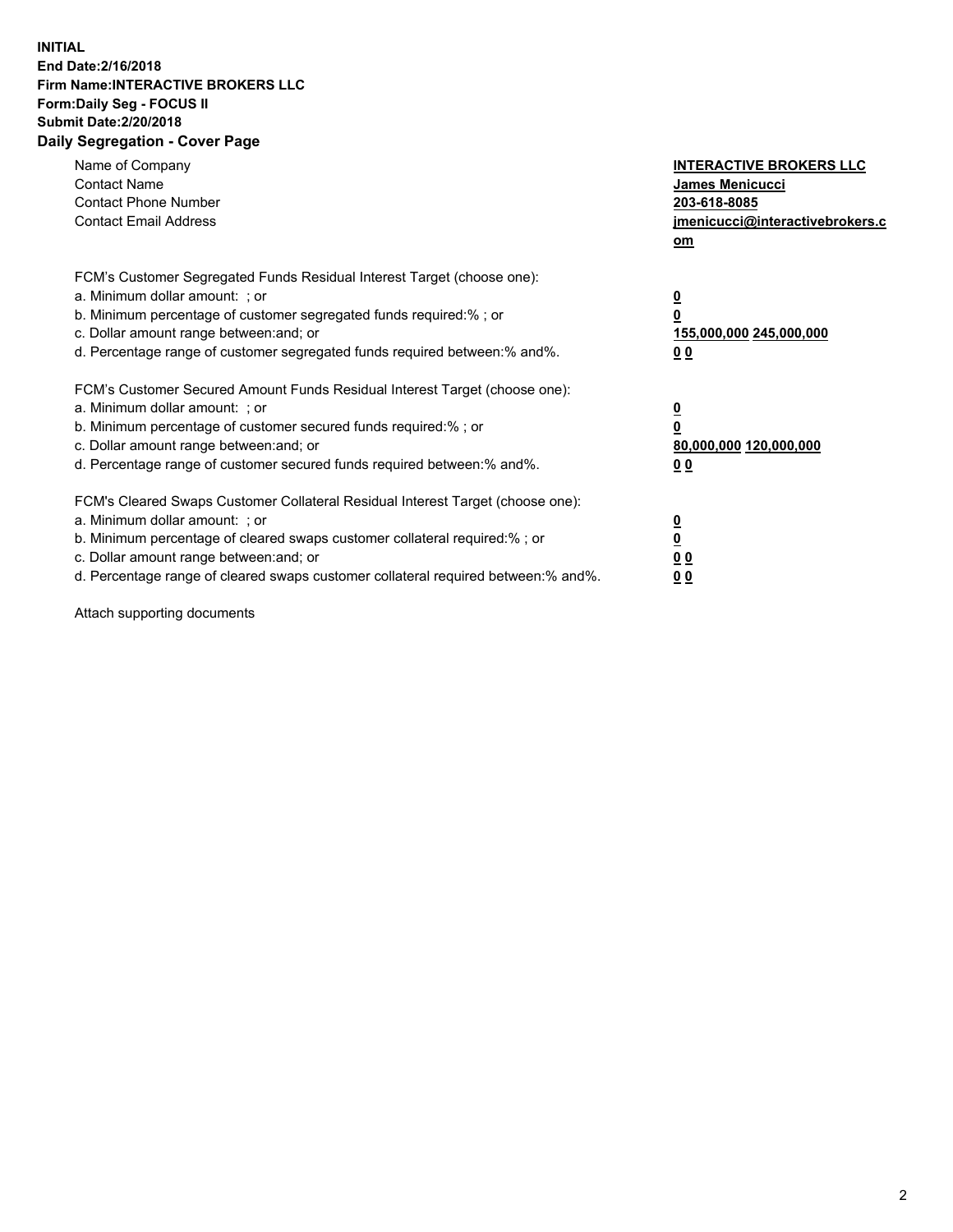**INITIAL**
**End Date:2/16/2018**
**Firm Name:INTERACTIVE BROKERS LLC**
**Form:Daily Seg - FOCUS II**
**Submit Date:2/20/2018**
**Daily Segregation - Cover Page**

| | |
|---|---|
| Name of Company | **INTERACTIVE BROKERS LLC** |
| Contact Name | **James Menicucci** |
| Contact Phone Number | **203-618-8085** |
| Contact Email Address | **jmenicucci@interactivebrokers.com** |

FCM's Customer Segregated Funds Residual Interest Target (choose one):

| | |
|---|---|
| a. Minimum dollar amount: ; or | **0** |
| b. Minimum percentage of customer segregated funds required:% ; or | **0** |
| c. Dollar amount range between:and; or | **155,000,000 245,000,000** |
| d. Percentage range of customer segregated funds required between:% and%. | **0 0** |

FCM's Customer Secured Amount Funds Residual Interest Target (choose one):

| | |
|---|---|
| a. Minimum dollar amount: ; or | **0** |
| b. Minimum percentage of customer secured funds required:% ; or | **0** |
| c. Dollar amount range between:and; or | **80,000,000 120,000,000** |
| d. Percentage range of customer secured funds required between:% and%. | **0 0** |

FCM's Cleared Swaps Customer Collateral Residual Interest Target (choose one):

| | |
|---|---|
| a. Minimum dollar amount: ; or | **0** |
| b. Minimum percentage of cleared swaps customer collateral required:% ; or | **0** |
| c. Dollar amount range between:and; or | **0 0** |
| d. Percentage range of cleared swaps customer collateral required between:% and%. | **0 0** |

Attach supporting documents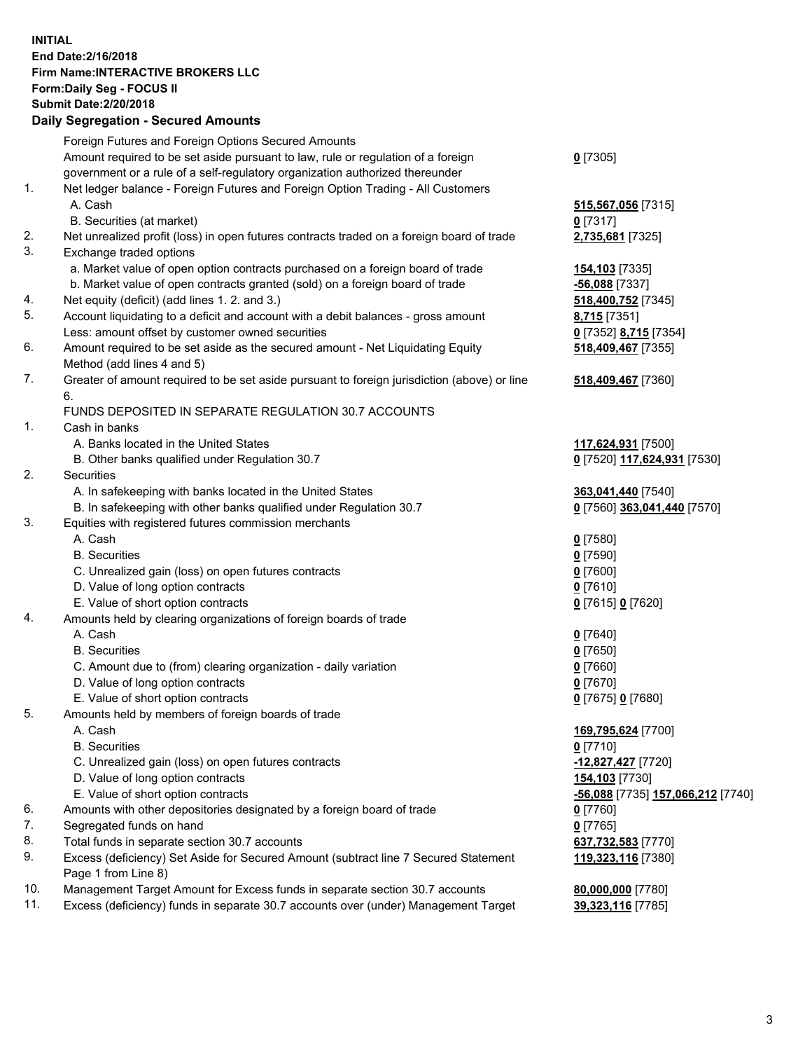**INITIAL**
**End Date:2/16/2018**
**Firm Name:INTERACTIVE BROKERS LLC**
**Form:Daily Seg - FOCUS II**
**Submit Date:2/20/2018**

## Daily Segregation - Secured Amounts

| | | |
|---|---|---|
| | Foreign Futures and Foreign Options Secured Amounts | |
| | Amount required to be set aside pursuant to law, rule or regulation of a foreign government or a rule of a self-regulatory organization authorized thereunder | **0** [7305] |
| 1. | Net ledger balance - Foreign Futures and Foreign Option Trading - All Customers | |
| | A. Cash | **515,567,056** [7315] |
| | B. Securities (at market) | **0** [7317] |
| 2. | Net unrealized profit (loss) in open futures contracts traded on a foreign board of trade | **2,735,681** [7325] |
| 3. | Exchange traded options | |
| | a. Market value of open option contracts purchased on a foreign board of trade | **154,103** [7335] |
| | b. Market value of open contracts granted (sold) on a foreign board of trade | **-56,088** [7337] |
| 4. | Net equity (deficit) (add lines 1. 2. and 3.) | **518,400,752** [7345] |
| 5. | Account liquidating to a deficit and account with a debit balances - gross amount | **8,715** [7351] |
| | Less: amount offset by customer owned securities | **0** [7352] **8,715** [7354] |
| 6. | Amount required to be set aside as the secured amount - Net Liquidating Equity Method (add lines 4 and 5) | **518,409,467** [7355] |
| 7. | Greater of amount required to be set aside pursuant to foreign jurisdiction (above) or line 6. | **518,409,467** [7360] |
| | FUNDS DEPOSITED IN SEPARATE REGULATION 30.7 ACCOUNTS | |
| 1. | Cash in banks | |
| | A. Banks located in the United States | **117,624,931** [7500] |
| | B. Other banks qualified under Regulation 30.7 | **0** [7520] **117,624,931** [7530] |
| 2. | Securities | |
| | A. In safekeeping with banks located in the United States | **363,041,440** [7540] |
| | B. In safekeeping with other banks qualified under Regulation 30.7 | **0** [7560] **363,041,440** [7570] |
| 3. | Equities with registered futures commission merchants | |
| | A. Cash | **0** [7580] |
| | B. Securities | **0** [7590] |
| | C. Unrealized gain (loss) on open futures contracts | **0** [7600] |
| | D. Value of long option contracts | **0** [7610] |
| | E. Value of short option contracts | **0** [7615] **0** [7620] |
| 4. | Amounts held by clearing organizations of foreign boards of trade | |
| | A. Cash | **0** [7640] |
| | B. Securities | **0** [7650] |
| | C. Amount due to (from) clearing organization - daily variation | **0** [7660] |
| | D. Value of long option contracts | **0** [7670] |
| | E. Value of short option contracts | **0** [7675] **0** [7680] |
| 5. | Amounts held by members of foreign boards of trade | |
| | A. Cash | **169,795,624** [7700] |
| | B. Securities | **0** [7710] |
| | C. Unrealized gain (loss) on open futures contracts | **-12,827,427** [7720] |
| | D. Value of long option contracts | **154,103** [7730] |
| | E. Value of short option contracts | **-56,088** [7735] **157,066,212** [7740] |
| 6. | Amounts with other depositories designated by a foreign board of trade | **0** [7760] |
| 7. | Segregated funds on hand | **0** [7765] |
| 8. | Total funds in separate section 30.7 accounts | **637,732,583** [7770] |
| 9. | Excess (deficiency) Set Aside for Secured Amount (subtract line 7 Secured Statement Page 1 from Line 8) | **119,323,116** [7380] |
| 10. | Management Target Amount for Excess funds in separate section 30.7 accounts | **80,000,000** [7780] |
| 11. | Excess (deficiency) funds in separate 30.7 accounts over (under) Management Target | **39,323,116** [7785] |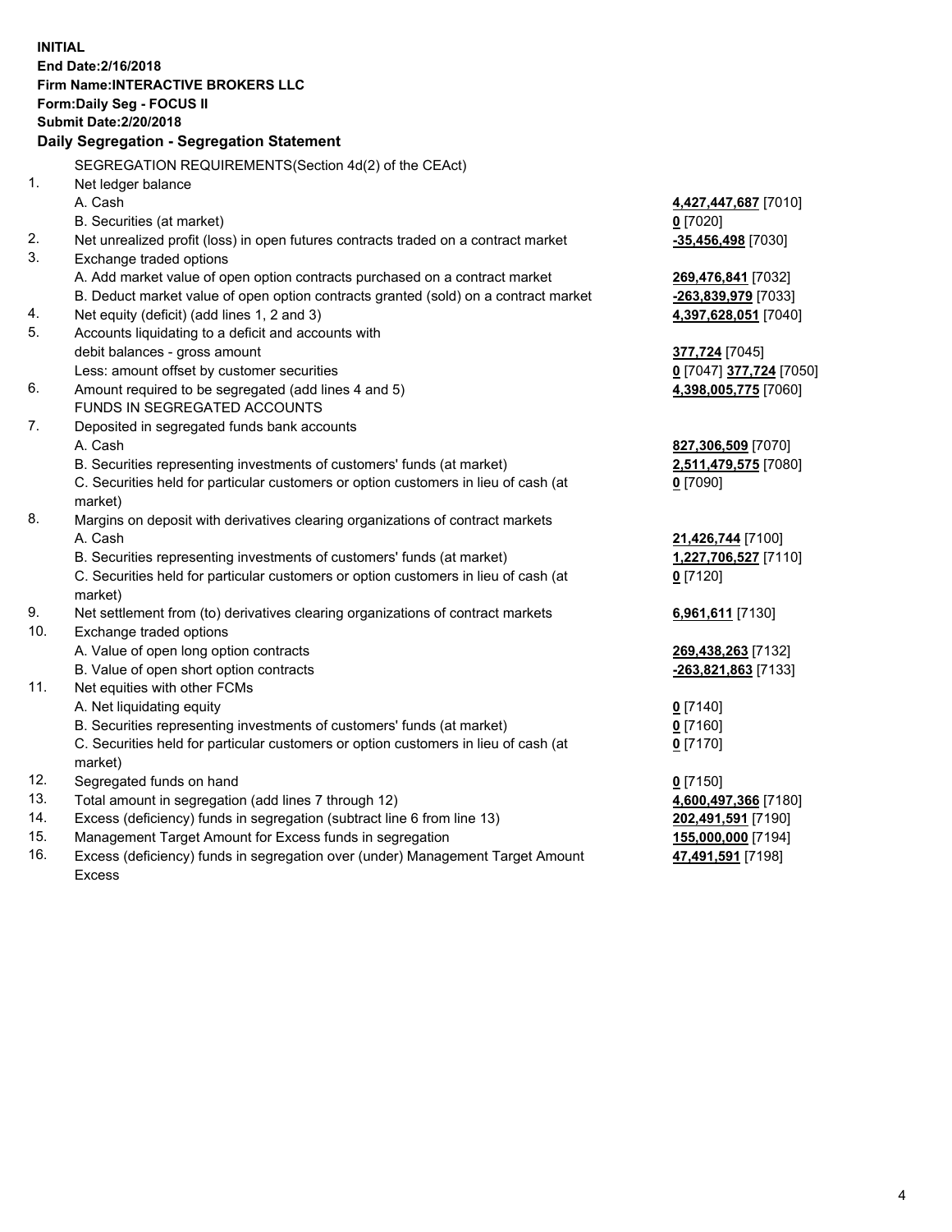**INITIAL**
**End Date:2/16/2018**
**Firm Name:INTERACTIVE BROKERS LLC**
**Form:Daily Seg - FOCUS II**
**Submit Date:2/20/2018**

## Daily Segregation - Segregation Statement

SEGREGATION REQUIREMENTS(Section 4d(2) of the CEAct)

| | | |
|---|---|---|
| 1. | Net ledger balance | |
| | A. Cash | **4,427,447,687** [7010] |
| | B. Securities (at market) | **0** [7020] |
| 2. | Net unrealized profit (loss) in open futures contracts traded on a contract market | **-35,456,498** [7030] |
| 3. | Exchange traded options | |
| | A. Add market value of open option contracts purchased on a contract market | **269,476,841** [7032] |
| | B. Deduct market value of open option contracts granted (sold) on a contract market | **-263,839,979** [7033] |
| 4. | Net equity (deficit) (add lines 1, 2 and 3) | **4,397,628,051** [7040] |
| 5. | Accounts liquidating to a deficit and accounts with | |
| | debit balances - gross amount | **377,724** [7045] |
| | Less: amount offset by customer securities | **0** [7047] **377,724** [7050] |
| 6. | Amount required to be segregated (add lines 4 and 5) | **4,398,005,775** [7060] |
| | FUNDS IN SEGREGATED ACCOUNTS | |
| 7. | Deposited in segregated funds bank accounts | |
| | A. Cash | **827,306,509** [7070] |
| | B. Securities representing investments of customers' funds (at market) | **2,511,479,575** [7080] |
| | C. Securities held for particular customers or option customers in lieu of cash (at market) | **0** [7090] |
| 8. | Margins on deposit with derivatives clearing organizations of contract markets | |
| | A. Cash | **21,426,744** [7100] |
| | B. Securities representing investments of customers' funds (at market) | **1,227,706,527** [7110] |
| | C. Securities held for particular customers or option customers in lieu of cash (at market) | **0** [7120] |
| 9. | Net settlement from (to) derivatives clearing organizations of contract markets | **6,961,611** [7130] |
| 10. | Exchange traded options | |
| | A. Value of open long option contracts | **269,438,263** [7132] |
| | B. Value of open short option contracts | **-263,821,863** [7133] |
| 11. | Net equities with other FCMs | |
| | A. Net liquidating equity | **0** [7140] |
| | B. Securities representing investments of customers' funds (at market) | **0** [7160] |
| | C. Securities held for particular customers or option customers in lieu of cash (at market) | **0** [7170] |
| 12. | Segregated funds on hand | **0** [7150] |
| 13. | Total amount in segregation (add lines 7 through 12) | **4,600,497,366** [7180] |
| 14. | Excess (deficiency) funds in segregation (subtract line 6 from line 13) | **202,491,591** [7190] |
| 15. | Management Target Amount for Excess funds in segregation | **155,000,000** [7194] |
| 16. | Excess (deficiency) funds in segregation over (under) Management Target Amount Excess | **47,491,591** [7198] |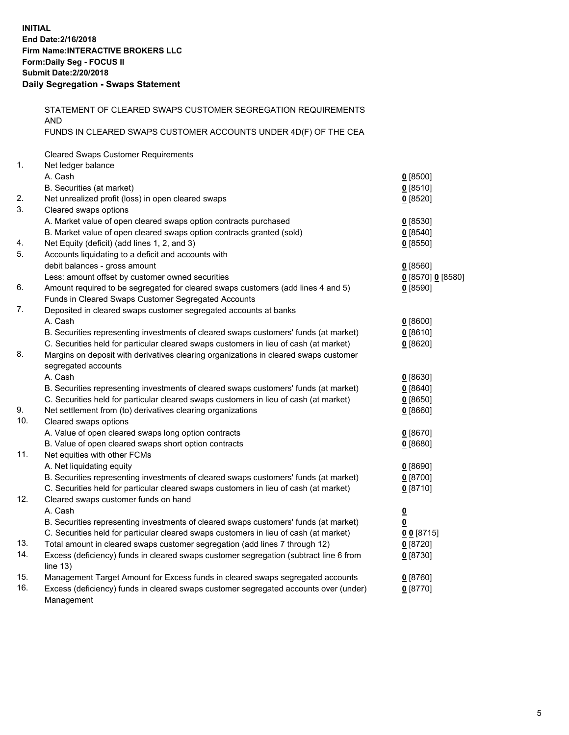**INITIAL**
**End Date:2/16/2018**
**Firm Name:INTERACTIVE BROKERS LLC**
**Form:Daily Seg - FOCUS II**
**Submit Date:2/20/2018**
**Daily Segregation - Swaps Statement**

STATEMENT OF CLEARED SWAPS CUSTOMER SEGREGATION REQUIREMENTS AND FUNDS IN CLEARED SWAPS CUSTOMER ACCOUNTS UNDER 4D(F) OF THE CEA

| | | |
|---|---|---|
| | Cleared Swaps Customer Requirements | |
| 1. | Net ledger balance | |
| | A. Cash | 0 [8500] |
| | B. Securities (at market) | 0 [8510] |
| 2. | Net unrealized profit (loss) in open cleared swaps | 0 [8520] |
| 3. | Cleared swaps options | |
| | A. Market value of open cleared swaps option contracts purchased | 0 [8530] |
| | B. Market value of open cleared swaps option contracts granted (sold) | 0 [8540] |
| 4. | Net Equity (deficit) (add lines 1, 2, and 3) | 0 [8550] |
| 5. | Accounts liquidating to a deficit and accounts with debit balances - gross amount | 0 [8560] |
| | Less: amount offset by customer owned securities | 0 [8570] 0 [8580] |
| 6. | Amount required to be segregated for cleared swaps customers (add lines 4 and 5) | 0 [8590] |
| | Funds in Cleared Swaps Customer Segregated Accounts | |
| 7. | Deposited in cleared swaps customer segregated accounts at banks | |
| | A. Cash | 0 [8600] |
| | B. Securities representing investments of cleared swaps customers' funds (at market) | 0 [8610] |
| | C. Securities held for particular cleared swaps customers in lieu of cash (at market) | 0 [8620] |
| 8. | Margins on deposit with derivatives clearing organizations in cleared swaps customer segregated accounts | |
| | A. Cash | 0 [8630] |
| | B. Securities representing investments of cleared swaps customers' funds (at market) | 0 [8640] |
| | C. Securities held for particular cleared swaps customers in lieu of cash (at market) | 0 [8650] |
| 9. | Net settlement from (to) derivatives clearing organizations | 0 [8660] |
| 10. | Cleared swaps options | |
| | A. Value of open cleared swaps long option contracts | 0 [8670] |
| | B. Value of open cleared swaps short option contracts | 0 [8680] |
| 11. | Net equities with other FCMs | |
| | A. Net liquidating equity | 0 [8690] |
| | B. Securities representing investments of cleared swaps customers' funds (at market) | 0 [8700] |
| | C. Securities held for particular cleared swaps customers in lieu of cash (at market) | 0 [8710] |
| 12. | Cleared swaps customer funds on hand | |
| | A. Cash | 0 |
| | B. Securities representing investments of cleared swaps customers' funds (at market) | 0 |
| | C. Securities held for particular cleared swaps customers in lieu of cash (at market) | 0 0 [8715] |
| 13. | Total amount in cleared swaps customer segregation (add lines 7 through 12) | 0 [8720] |
| 14. | Excess (deficiency) funds in cleared swaps customer segregation (subtract line 6 from line 13) | 0 [8730] |
| 15. | Management Target Amount for Excess funds in cleared swaps segregated accounts | 0 [8760] |
| 16. | Excess (deficiency) funds in cleared swaps customer segregated accounts over (under) Management | 0 [8770] |